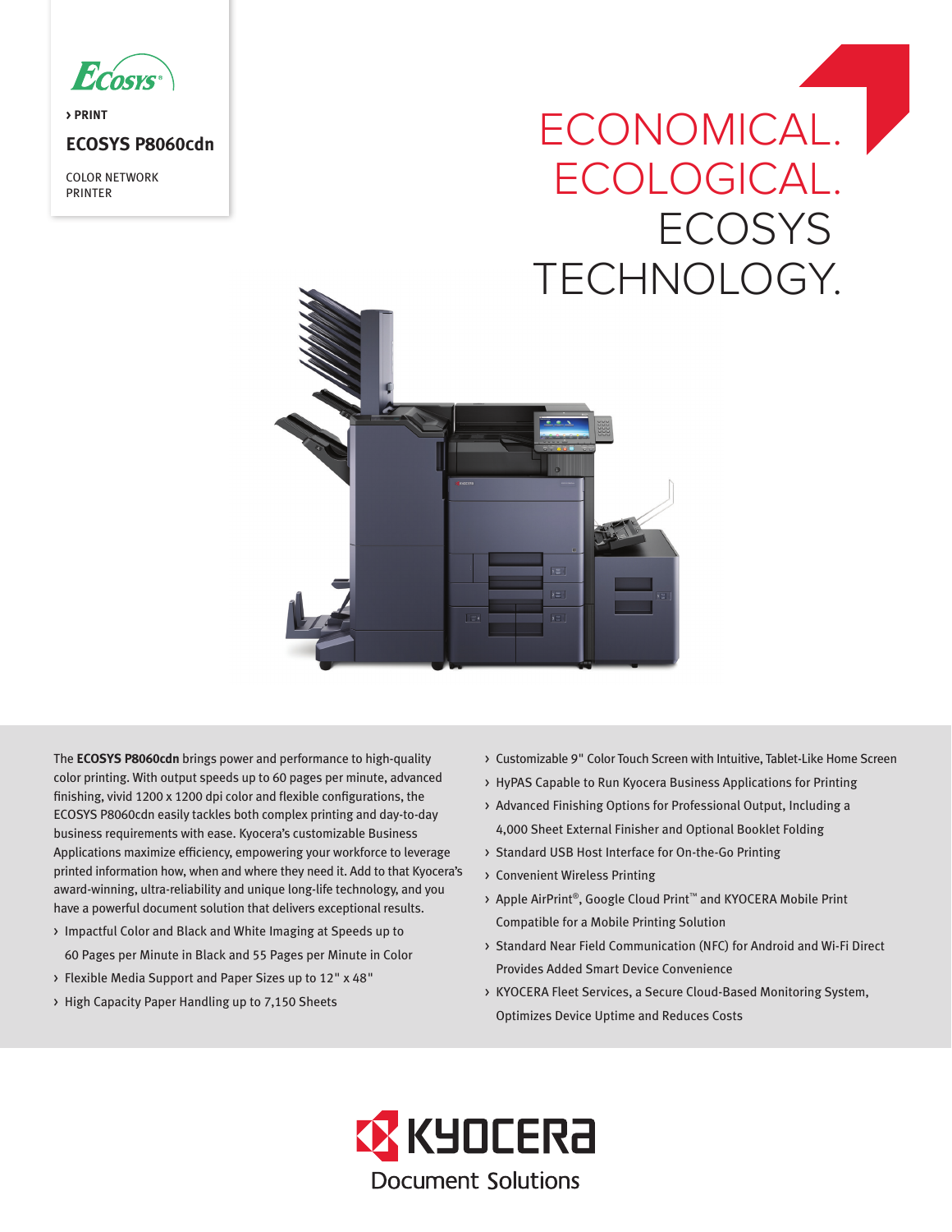› PRINT

# ECOSYS P8060cdn

COLOR NETWORK PRINTER

## ECONOMICAL. ECOLOGICAL. ECOSYS TECHNOLOGY.

The **ECOSYS P8060cdn** brings power and performance to high-quality color printing. With output speeds up to 60 pages per minute, advanced finishing, vivid 1200 x 1200 dpi color and flexible configurations, the ECOSYS P8060cdn easily tackles both complex printing and day-to-day business requirements with ease. Kyocera's customizable Business Applications maximize efficiency, empowering your workforce to leverage printed information how, when and where they need it. Add to that Kyocera's award-winning, ultra-reliability and unique long-life technology, and you have a powerful document solution that delivers exceptional results.

- Impactful Color and Black and White Imaging at Speeds up to 60 Pages per Minute in Black and 55 Pages per Minute in Color
- Flexible Media Support and Paper Sizes up to 12" x 48"
- High Capacity Paper Handling up to 7,150 Sheets
- Customizable 9" Color Touch Screen with Intuitive, Tablet-Like Home Screen
- HyPAS Capable to Run Kyocera Business Applications for Printing
- Advanced Finishing Options for Professional Output, Including a 4,000 Sheet External Finisher and Optional Booklet Folding
- Standard USB Host Interface for On-the-Go Printing
- Convenient Wireless Printing
- Apple AirPrint®, Google Cloud Print™ and KYOCERA Mobile Print Compatible for a Mobile Printing Solution
- Standard Near Field Communication (NFC) for Android and Wi-Fi Direct Provides Added Smart Device Convenience
- KYOCERA Fleet Services, a Secure Cloud-Based Monitoring System, Optimizes Device Uptime and Reduces Costs

KYOCERA Document Solutions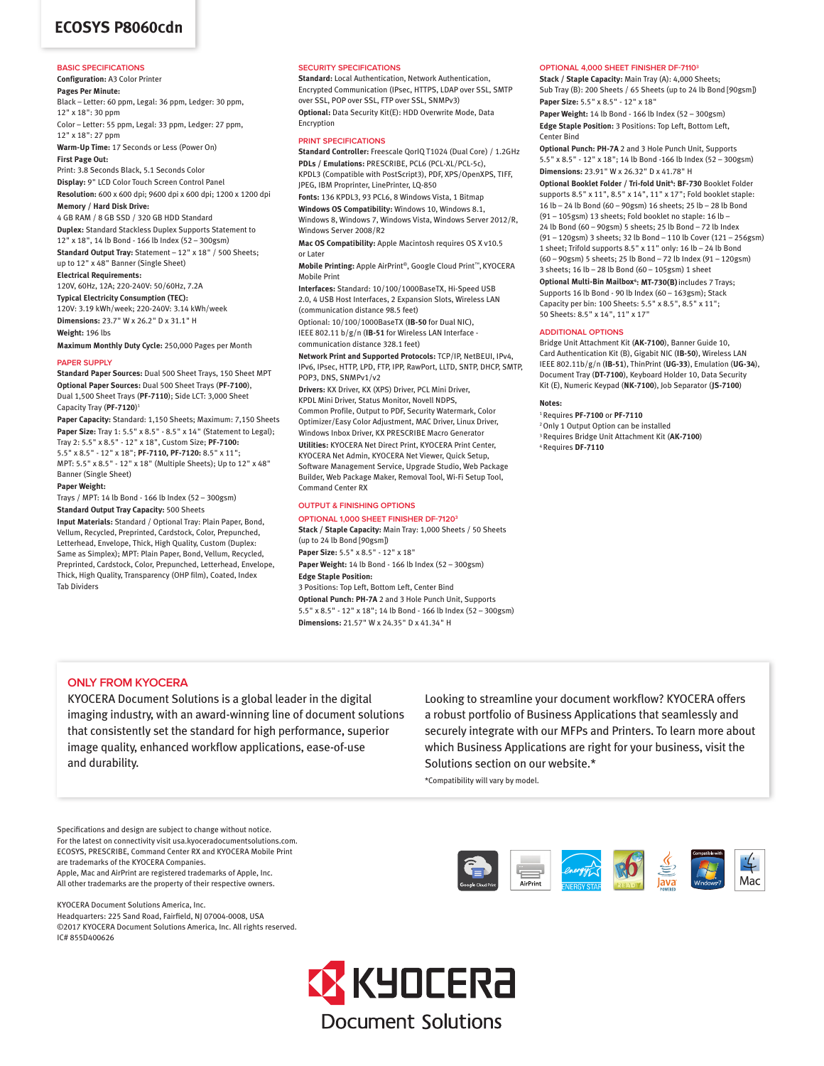# ECOSYS P8060cdn

## BASIC SPECIFICATIONS

**Configuration:** A3 Color Printer

**Pages Per Minute:**
Black – Letter: 60 ppm, Legal: 36 ppm, Ledger: 30 ppm, 12" x 18": 30 ppm
Color – Letter: 55 ppm, Legal: 33 ppm, Ledger: 27 ppm, 12" x 18": 27 ppm

**Warm-Up Time:** 17 Seconds or Less (Power On)

**First Page Out:**
Print: 3.8 Seconds Black, 5.1 Seconds Color

**Display:** 9" LCD Color Touch Screen Control Panel

**Resolution:** 600 x 600 dpi; 9600 dpi x 600 dpi; 1200 x 1200 dpi

**Memory / Hard Disk Drive:**
4 GB RAM / 8 GB SSD / 320 GB HDD Standard

**Duplex:** Standard Stackless Duplex Supports Statement to 12" x 18", 14 lb Bond - 166 lb Index (52 – 300gsm)

**Standard Output Tray:** Statement – 12" x 18" / 500 Sheets; up to 12" x 48" Banner (Single Sheet)

**Electrical Requirements:**
120V, 60Hz, 12A; 220-240V: 50/60Hz, 7.2A

**Typical Electricity Consumption (TEC):**
120V: 3.19 kWh/week; 220-240V: 3.14 kWh/week

**Dimensions:** 23.7" W x 26.2" D x 31.1" H

**Weight:** 196 lbs

**Maximum Monthly Duty Cycle:** 250,000 Pages per Month

## PAPER SUPPLY

**Standard Paper Sources:** Dual 500 Sheet Trays, 150 Sheet MPT

**Optional Paper Sources:** Dual 500 Sheet Trays (**PF-7100**), Dual 1,500 Sheet Trays (**PF-7110**); Side LCT: 3,000 Sheet Capacity Tray (**PF-7120**)[1]

**Paper Capacity:** Standard: 1,150 Sheets; Maximum: 7,150 Sheets

**Paper Size:** Tray 1: 5.5" x 8.5" - 8.5" x 14" (Statement to Legal); Tray 2: 5.5" x 8.5" - 12" x 18", Custom Size; **PF-7100:** 5.5" x 8.5" - 12" x 18"; **PF-7110, PF-7120:** 8.5" x 11"; MPT: 5.5" x 8.5" - 12" x 18" (Multiple Sheets); Up to 12" x 48" Banner (Single Sheet)

**Paper Weight:**
Trays / MPT: 14 lb Bond - 166 lb Index (52 – 300gsm)

**Standard Output Tray Capacity:** 500 Sheets

**Input Materials:** Standard / Optional Tray: Plain Paper, Bond, Vellum, Recycled, Preprinted, Cardstock, Color, Prepunched, Letterhead, Envelope, Thick, High Quality, Custom (Duplex: Same as Simplex); MPT: Plain Paper, Bond, Vellum, Recycled, Preprinted, Cardstock, Color, Prepunched, Letterhead, Envelope, Thick, High Quality, Transparency (OHP film), Coated, Index Tab Dividers

## SECURITY SPECIFICATIONS

**Standard:** Local Authentication, Network Authentication, Encrypted Communication (IPsec, HTTPS, LDAP over SSL, SMTP over SSL, POP over SSL, FTP over SSL, SNMPv3)

**Optional:** Data Security Kit(E): HDD Overwrite Mode, Data Encryption

## PRINT SPECIFICATIONS

**Standard Controller:** Freescale QorIQ T1024 (Dual Core) / 1.2GHz

**PDLs / Emulations:** PRESCRIBE, PCL6 (PCL-XL/PCL-5c), KPDL3 (Compatible with PostScript3), PDF, XPS/OpenXPS, TIFF, JPEG, IBM Proprinter, LinePrinter, LQ-850

**Fonts:** 136 KPDL3, 93 PCL6, 8 Windows Vista, 1 Bitmap

**Windows OS Compatibility:** Windows 10, Windows 8.1, Windows 8, Windows 7, Windows Vista, Windows Server 2012/R, Windows Server 2008/R2

**Mac OS Compatibility:** Apple Macintosh requires OS X v10.5 or Later

**Mobile Printing:** Apple AirPrint®, Google Cloud Print™, KYOCERA Mobile Print

**Interfaces:** Standard: 10/100/1000BaseTX, Hi-Speed USB 2.0, 4 USB Host Interfaces, 2 Expansion Slots, Wireless LAN (communication distance 98.5 feet)
Optional: 10/100/1000BaseTX (**IB-50** for Dual NIC), IEEE 802.11 b/g/n (**IB-51** for Wireless LAN Interface - communication distance 328.1 feet)

**Network Print and Supported Protocols:** TCP/IP, NetBEUI, IPv4, IPv6, IPsec, HTTP, LPD, FTP, IPP, RawPort, LLTD, SNTP, DHCP, SMTP, POP3, DNS, SNMPv1/v2

**Drivers:** KX Driver, KX (XPS) Driver, PCL Mini Driver, KPDL Mini Driver, Status Monitor, Novell NDPS, Common Profile, Output to PDF, Security Watermark, Color Optimizer/Easy Color Adjustment, MAC Driver, Linux Driver, Windows Inbox Driver, KX PRESCRIBE Macro Generator

**Utilities:** KYOCERA Net Direct Print, KYOCERA Print Center, KYOCERA Net Admin, KYOCERA Net Viewer, Quick Setup, Software Management Service, Upgrade Studio, Web Package Builder, Web Package Maker, Removal Tool, Wi-Fi Setup Tool, Command Center RX

## OUTPUT & FINISHING OPTIONS

### OPTIONAL 1,000 SHEET FINISHER DF-7120[3]

**Stack / Staple Capacity:** Main Tray: 1,000 Sheets / 50 Sheets (up to 24 lb Bond [90gsm])

**Paper Size:** 5.5" x 8.5" - 12" x 18"

**Paper Weight:** 14 lb Bond - 166 lb Index (52 – 300gsm)

**Edge Staple Position:**
3 Positions: Top Left, Bottom Left, Center Bind

**Optional Punch: PH-7A** 2 and 3 Hole Punch Unit, Supports 5.5" x 8.5" - 12" x 18"; 14 lb Bond - 166 lb Index (52 – 300gsm)

**Dimensions:** 21.57" W x 24.35" D x 41.34" H

### OPTIONAL 4,000 SHEET FINISHER DF-7110[3]

**Stack / Staple Capacity:** Main Tray (A): 4,000 Sheets; Sub Tray (B): 200 Sheets / 65 Sheets (up to 24 lb Bond [90gsm])

**Paper Size:** 5.5" x 8.5" - 12" x 18"

**Paper Weight:** 14 lb Bond - 166 lb Index (52 – 300gsm)

**Edge Staple Position:** 3 Positions: Top Left, Bottom Left, Center Bind

**Optional Punch: PH-7A** 2 and 3 Hole Punch Unit, Supports 5.5" x 8.5" - 12" x 18"; 14 lb Bond -166 lb Index (52 – 300gsm)

**Dimensions:** 23.91" W x 26.32" D x 41.78" H

**Optional Booklet Folder / Tri-fold Unit**[4]**: BF-730** Booklet Folder supports 8.5" x 11", 8.5" x 14", 11" x 17"; Fold booklet staple: 16 lb – 24 lb Bond (60 – 90gsm) 16 sheets; 25 lb – 28 lb Bond (91 – 105gsm) 13 sheets; Fold booklet no staple: 16 lb – 24 lb Bond (60 – 90gsm) 5 sheets; 25 lb Bond – 72 lb Index (91 – 120gsm) 3 sheets; 32 lb Bond – 110 lb Cover (121 – 256gsm) 1 sheet; Trifold supports 8.5" x 11" only: 16 lb – 24 lb Bond (60 – 90gsm) 5 sheets; 25 lb Bond – 72 lb Index (91 – 120gsm) 3 sheets; 16 lb – 28 lb Bond (60 – 105gsm) 1 sheet

**Optional Multi-Bin Mailbox**[4]**: MT-730(B)** includes 7 Trays; Supports 16 lb Bond - 90 lb Index (60 – 163gsm); Stack Capacity per bin: 100 Sheets: 5.5" x 8.5", 8.5" x 11"; 50 Sheets: 8.5" x 14", 11" x 17"

## ADDITIONAL OPTIONS

Bridge Unit Attachment Kit (**AK-7100**), Banner Guide 10, Card Authentication Kit (B), Gigabit NIC (**IB-50**), Wireless LAN IEEE 802.11b/g/n (**IB-51**), ThinPrint (**UG-33**), Emulation (**UG-34**), Document Tray (**DT-7100**), Keyboard Holder 10, Data Security Kit (E), Numeric Keypad (**NK-7100**), Job Separator (**JS-7100**)

**Notes:**

[1] Requires **PF-7100** or **PF-7110**
[2] Only 1 Output Option can be installed
[3] Requires Bridge Unit Attachment Kit (**AK-7100**)
[4] Requires **DF-7110**

## ONLY FROM KYOCERA

KYOCERA Document Solutions is a global leader in the digital imaging industry, with an award-winning line of document solutions that consistently set the standard for high performance, superior image quality, enhanced workflow applications, ease-of-use and durability.

Looking to streamline your document workflow? KYOCERA offers a robust portfolio of Business Applications that seamlessly and securely integrate with our MFPs and Printers. To learn more about which Business Applications are right for your business, visit the Solutions section on our website.*

*Compatibility will vary by model.

Specifications and design are subject to change without notice.
For the latest on connectivity visit usa.kyoceradocumentsolutions.com.
ECOSYS, PRESCRIBE, Command Center RX and KYOCERA Mobile Print are trademarks of the KYOCERA Companies.
Apple, Mac and AirPrint are registered trademarks of Apple, Inc.
All other trademarks are the property of their respective owners.

KYOCERA Document Solutions America, Inc.
Headquarters: 225 Sand Road, Fairfield, NJ 07004-0008, USA
©2017 KYOCERA Document Solutions America, Inc. All rights reserved.
IC# 855D400626

KYOCERA Document Solutions